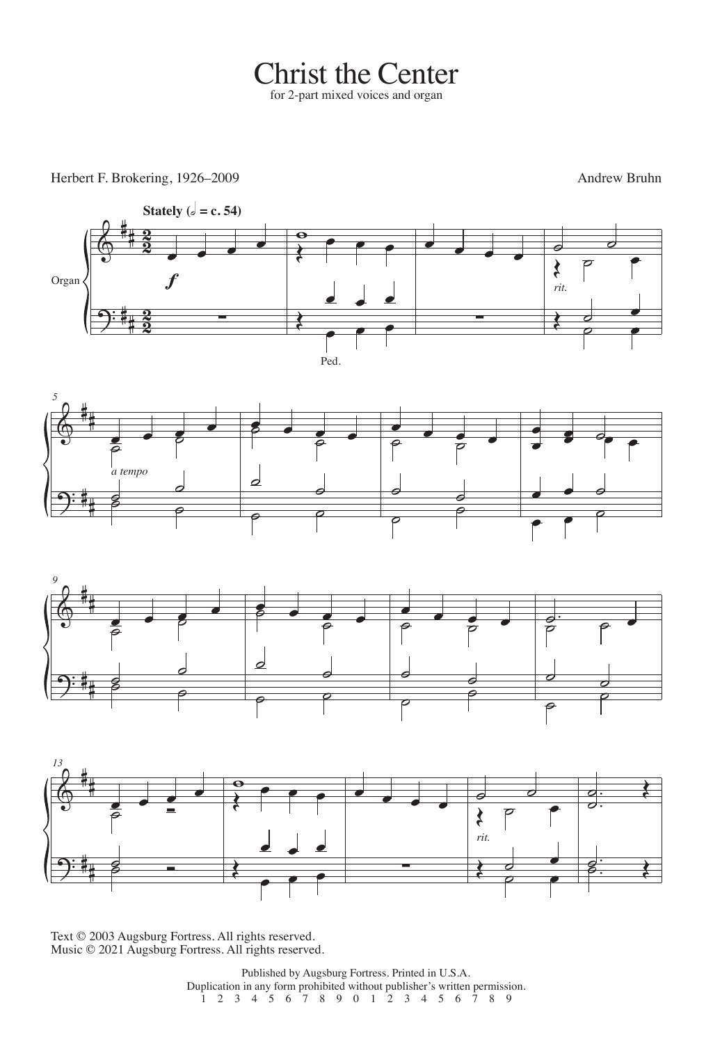# Christ the Center

for 2-part mixed voices and organ

Herbert F. Brokering, 1926–2009

Andrew Bruhn

Text © 2003 Augsburg Fortress. All rights reserved.
Music © 2021 Augsburg Fortress. All rights reserved.

Published by Augsburg Fortress. Printed in U.S.A.
Duplication in any form prohibited without publisher's written permission.
1 2 3 4 5 6 7 8 9 0 1 2 3 4 5 6 7 8 9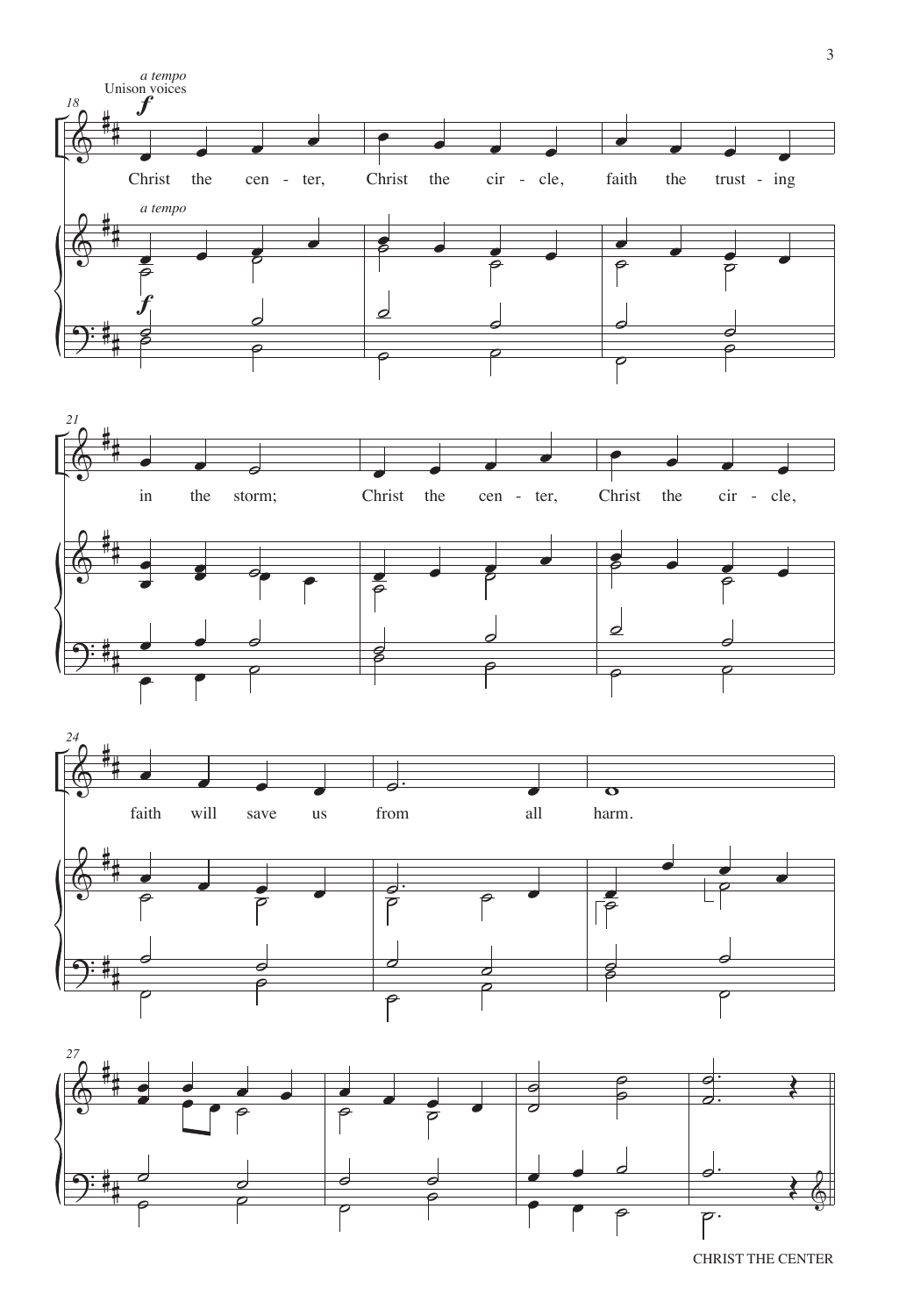*a tempo*
Unison voices

18

**f**

Christ the cen - ter, Christ the cir - cle, faith the trust - ing

*a tempo*

**f**

21

in the storm; Christ the cen - ter, Christ the cir - cle,

24

faith will save us from all harm.

27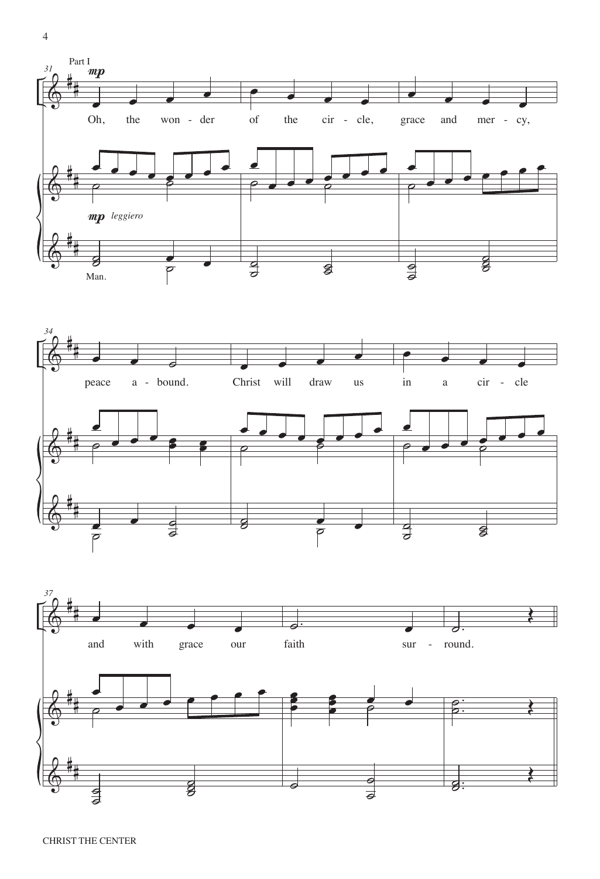Part I

*mp*

Oh, the won - der of the cir - cle, grace and mer - cy,

*mp* *leggiero*

Man.

peace a - bound. Christ will draw us in a cir - cle

and with grace our faith sur - round.